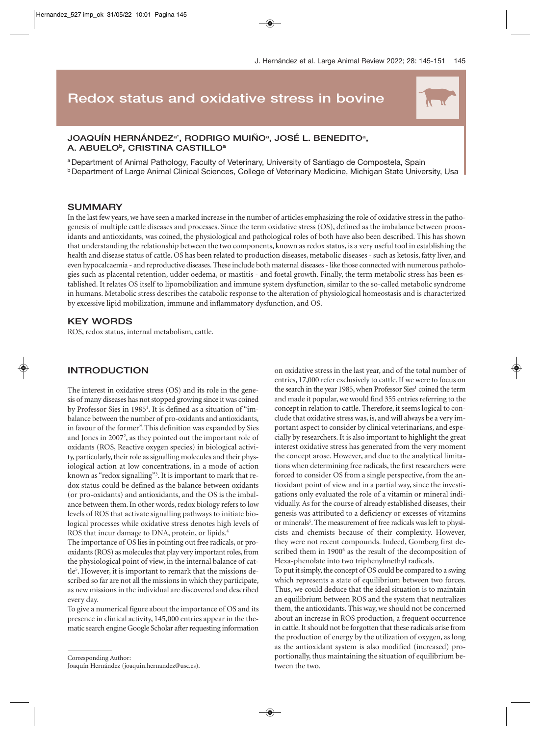# Redox status and oxidative stress in bovine

**JOAQUÍN HERNÁNDEZ[a*], RODRIGO MUIÑO[a], JOSÉ L. BENEDITO[a], A. ABUELO[b], CRISTINA CASTILLO[a]**

[a] Department of Animal Pathology, Faculty of Veterinary, University of Santiago de Compostela, Spain
[b] Department of Large Animal Clinical Sciences, College of Veterinary Medicine, Michigan State University, Usa

## SUMMARY

In the last few years, we have seen a marked increase in the number of articles emphasizing the role of oxidative stress in the pathogenesis of multiple cattle diseases and processes. Since the term oxidative stress (OS), defined as the imbalance between prooxidants and antioxidants, was coined, the physiological and pathological roles of both have also been described. This has shown that understanding the relationship between the two components, known as redox status, is a very useful tool in establishing the health and disease status of cattle. OS has been related to production diseases, metabolic diseases - such as ketosis, fatty liver, and even hypocalcaemia - and reproductive diseases. These include both maternal diseases - like those connected with numerous pathologies such as placental retention, udder oedema, or mastitis - and foetal growth. Finally, the term metabolic stress has been established. It relates OS itself to lipomobilization and immune system dysfunction, similar to the so-called metabolic syndrome in humans. Metabolic stress describes the catabolic response to the alteration of physiological homeostasis and is characterized by excessive lipid mobilization, immune and inflammatory dysfunction, and OS.

## KEY WORDS

ROS, redox status, internal metabolism, cattle.

## INTRODUCTION

The interest in oxidative stress (OS) and its role in the genesis of many diseases has not stopped growing since it was coined by Professor Sies in 1985[1]. It is defined as a situation of "imbalance between the number of pro-oxidants and antioxidants, in favour of the former". This definition was expanded by Sies and Jones in 2007[2], as they pointed out the important role of oxidants (ROS, Reactive oxygen species) in biological activity, particularly, their role as signalling molecules and their physiological action at low concentrations, in a mode of action known as "redox signalling"[3]. It is important to mark that redox status could be defined as the balance between oxidants (or pro-oxidants) and antioxidants, and the OS is the imbalance between them. In other words, redox biology refers to low levels of ROS that activate signalling pathways to initiate biological processes while oxidative stress denotes high levels of ROS that incur damage to DNA, protein, or lipids.[4]

The importance of OS lies in pointing out free radicals, or prooxidants (ROS) as molecules that play very important roles, from the physiological point of view, in the internal balance of cattle[5]. However, it is important to remark that the missions described so far are not all the missions in which they participate, as new missions in the individual are discovered and described every day.

To give a numerical figure about the importance of OS and its presence in clinical activity, 145,000 entries appear in the thematic search engine Google Scholar after requesting information on oxidative stress in the last year, and of the total number of entries, 17,000 refer exclusively to cattle. If we were to focus on the search in the year 1985, when Professor Sies[1] coined the term and made it popular, we would find 355 entries referring to the concept in relation to cattle. Therefore, it seems logical to conclude that oxidative stress was, is, and will always be a very important aspect to consider by clinical veterinarians, and especially by researchers. It is also important to highlight the great interest oxidative stress has generated from the very moment the concept arose. However, and due to the analytical limitations when determining free radicals, the first researchers were forced to consider OS from a single perspective, from the antioxidant point of view and in a partial way, since the investigations only evaluated the role of a vitamin or mineral individually. As for the course of already established diseases, their genesis was attributed to a deficiency or excesses of vitamins or minerals[5]. The measurement of free radicals was left to physicists and chemists because of their complexity. However, they were not recent compounds. Indeed, Gomberg first described them in 1900[6] as the result of the decomposition of Hexa-phenolate into two triphenylmethyl radicals.

To put it simply, the concept of OS could be compared to a swing which represents a state of equilibrium between two forces. Thus, we could deduce that the ideal situation is to maintain an equilibrium between ROS and the system that neutralizes them, the antioxidants. This way, we should not be concerned about an increase in ROS production, a frequent occurrence in cattle. It should not be forgotten that these radicals arise from the production of energy by the utilization of oxygen, as long as the antioxidant system is also modified (increased) proportionally, thus maintaining the situation of equilibrium between the two.

Corresponding Author:
Joaquín Hernández (joaquin.hernandez@usc.es).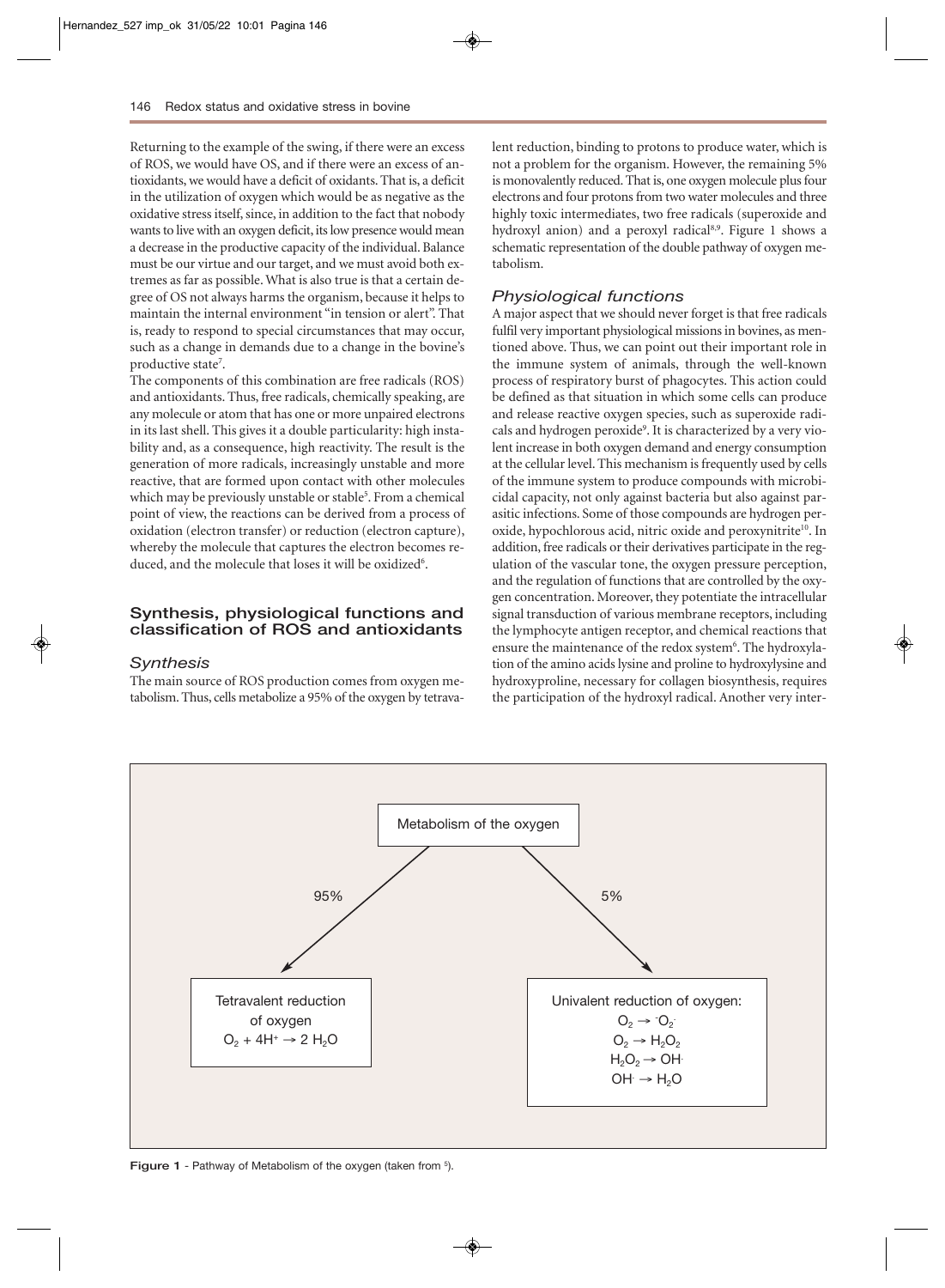Returning to the example of the swing, if there were an excess of ROS, we would have OS, and if there were an excess of antioxidants, we would have a deficit of oxidants. That is, a deficit in the utilization of oxygen which would be as negative as the oxidative stress itself, since, in addition to the fact that nobody wants to live with an oxygen deficit, its low presence would mean a decrease in the productive capacity of the individual. Balance must be our virtue and our target, and we must avoid both extremes as far as possible. What is also true is that a certain degree of OS not always harms the organism, because it helps to maintain the internal environment "in tension or alert". That is, ready to respond to special circumstances that may occur, such as a change in demands due to a change in the bovine's productive state[7].

The components of this combination are free radicals (ROS) and antioxidants. Thus, free radicals, chemically speaking, are any molecule or atom that has one or more unpaired electrons in its last shell. This gives it a double particularity: high instability and, as a consequence, high reactivity. The result is the generation of more radicals, increasingly unstable and more reactive, that are formed upon contact with other molecules which may be previously unstable or stable[5]. From a chemical point of view, the reactions can be derived from a process of oxidation (electron transfer) or reduction (electron capture), whereby the molecule that captures the electron becomes reduced, and the molecule that loses it will be oxidized[6].

## Synthesis, physiological functions and classification of ROS and antioxidants

### *Synthesis*

The main source of ROS production comes from oxygen metabolism. Thus, cells metabolize a 95% of the oxygen by tetravalent reduction, binding to protons to produce water, which is not a problem for the organism. However, the remaining 5% is monovalently reduced. That is, one oxygen molecule plus four electrons and four protons from two water molecules and three highly toxic intermediates, two free radicals (superoxide and hydroxyl anion) and a peroxyl radical[8,9]. Figure 1 shows a schematic representation of the double pathway of oxygen metabolism.

### *Physiological functions*

A major aspect that we should never forget is that free radicals fulfil very important physiological missions in bovines, as mentioned above. Thus, we can point out their important role in the immune system of animals, through the well-known process of respiratory burst of phagocytes. This action could be defined as that situation in which some cells can produce and release reactive oxygen species, such as superoxide radicals and hydrogen peroxide[9]. It is characterized by a very violent increase in both oxygen demand and energy consumption at the cellular level. This mechanism is frequently used by cells of the immune system to produce compounds with microbicidal capacity, not only against bacteria but also against parasitic infections. Some of those compounds are hydrogen peroxide, hypochlorous acid, nitric oxide and peroxynitrite[10]. In addition, free radicals or their derivatives participate in the regulation of the vascular tone, the oxygen pressure perception, and the regulation of functions that are controlled by the oxygen concentration. Moreover, they potentiate the intracellular signal transduction of various membrane receptors, including the lymphocyte antigen receptor, and chemical reactions that ensure the maintenance of the redox system[6]. The hydroxylation of the amino acids lysine and proline to hydroxylysine and hydroxyproline, necessary for collagen biosynthesis, requires the participation of the hydroxyl radical. Another very inter-

Metabolism of the oxygen

95% → Tetravalent reduction of oxygen: $O_2 + 4H^+ \rightarrow 2\,H_2O$

5% → Univalent reduction of oxygen:
$O_2 \rightarrow {}^{-}O_2^{\cdot}$
$O_2 \rightarrow H_2O_2$
$H_2O_2 \rightarrow OH^{\cdot}$
$OH^{\cdot} \rightarrow H_2O$

**Figure 1** - Pathway of Metabolism of the oxygen (taken from [5]).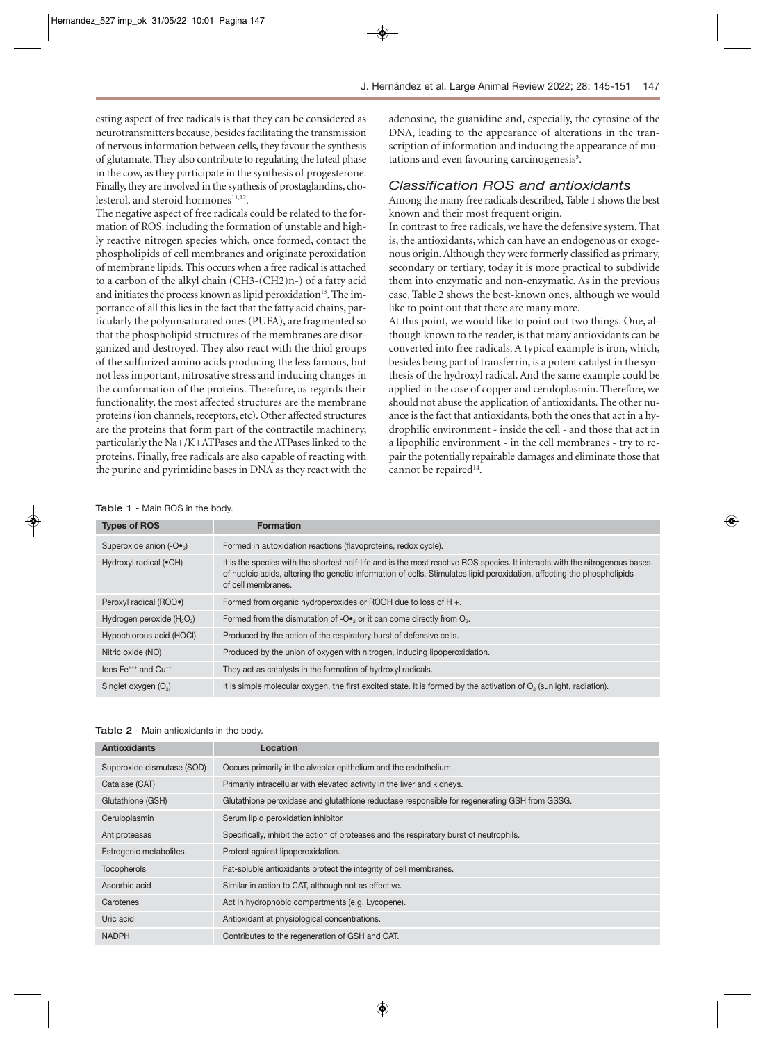esting aspect of free radicals is that they can be considered as neurotransmitters because, besides facilitating the transmission of nervous information between cells, they favour the synthesis of glutamate. They also contribute to regulating the luteal phase in the cow, as they participate in the synthesis of progesterone. Finally, they are involved in the synthesis of prostaglandins, cholesterol, and steroid hormones[11,12].

The negative aspect of free radicals could be related to the formation of ROS, including the formation of unstable and highly reactive nitrogen species which, once formed, contact the phospholipids of cell membranes and originate peroxidation of membrane lipids. This occurs when a free radical is attached to a carbon of the alkyl chain ($CH_3$-$(CH_2)n$-) of a fatty acid and initiates the process known as lipid peroxidation[13]. The importance of all this lies in the fact that the fatty acid chains, particularly the polyunsaturated ones (PUFA), are fragmented so that the phospholipid structures of the membranes are disorganized and destroyed. They also react with the thiol groups of the sulfurized amino acids producing the less famous, but not less important, nitrosative stress and inducing changes in the conformation of the proteins. Therefore, as regards their functionality, the most affected structures are the membrane proteins (ion channels, receptors, etc). Other affected structures are the proteins that form part of the contractile machinery, particularly the Na+/K+ATPases and the ATPases linked to the proteins. Finally, free radicals are also capable of reacting with the purine and pyrimidine bases in DNA as they react with the adenosine, the guanidine and, especially, the cytosine of the DNA, leading to the appearance of alterations in the transcription of information and inducing the appearance of mutations and even favouring carcinogenesis[5].

## Classification ROS and antioxidants

Among the many free radicals described, Table 1 shows the best known and their most frequent origin.

In contrast to free radicals, we have the defensive system. That is, the antioxidants, which can have an endogenous or exogenous origin. Although they were formerly classified as primary, secondary or tertiary, today it is more practical to subdivide them into enzymatic and non-enzymatic. As in the previous case, Table 2 shows the best-known ones, although we would like to point out that there are many more.

At this point, we would like to point out two things. One, although known to the reader, is that many antioxidants can be converted into free radicals. A typical example is iron, which, besides being part of transferrin, is a potent catalyst in the synthesis of the hydroxyl radical. And the same example could be applied in the case of copper and ceruloplasmin. Therefore, we should not abuse the application of antioxidants. The other nuance is the fact that antioxidants, both the ones that act in a hydrophilic environment - inside the cell - and those that act in a lipophilic environment - in the cell membranes - try to repair the potentially repairable damages and eliminate those that cannot be repaired[14].

**Table 1** - Main ROS in the body.

| Types of ROS | Formation |
|---|---|
| Superoxide anion (-$O\bullet_2$) | Formed in autoxidation reactions (flavoproteins, redox cycle). |
| Hydroxyl radical (•OH) | It is the species with the shortest half-life and is the most reactive ROS species. It interacts with the nitrogenous bases of nucleic acids, altering the genetic information of cells. Stimulates lipid peroxidation, affecting the phospholipids of cell membranes. |
| Peroxyl radical (ROO•) | Formed from organic hydroperoxides or ROOH due to loss of H +. |
| Hydrogen peroxide ($H_2O_2$) | Formed from the dismutation of -$O\bullet_2$ or it can come directly from $O_2$. |
| Hypochlorous acid (HOCl) | Produced by the action of the respiratory burst of defensive cells. |
| Nitric oxide (NO) | Produced by the union of oxygen with nitrogen, inducing lipoperoxidation. |
| Ions $Fe^{+++}$ and $Cu^{++}$ | They act as catalysts in the formation of hydroxyl radicals. |
| Singlet oxygen ($O_2$) | It is simple molecular oxygen, the first excited state. It is formed by the activation of $O_2$ (sunlight, radiation). |

**Table 2** - Main antioxidants in the body.

| Antioxidants | Location |
|---|---|
| Superoxide dismutase (SOD) | Occurs primarily in the alveolar epithelium and the endothelium. |
| Catalase (CAT) | Primarily intracellular with elevated activity in the liver and kidneys. |
| Glutathione (GSH) | Glutathione peroxidase and glutathione reductase responsible for regenerating GSH from GSSG. |
| Ceruloplasmin | Serum lipid peroxidation inhibitor. |
| Antiproteasas | Specifically, inhibit the action of proteases and the respiratory burst of neutrophils. |
| Estrogenic metabolites | Protect against lipoperoxidation. |
| Tocopherols | Fat-soluble antioxidants protect the integrity of cell membranes. |
| Ascorbic acid | Similar in action to CAT, although not as effective. |
| Carotenes | Act in hydrophobic compartments (e.g. Lycopene). |
| Uric acid | Antioxidant at physiological concentrations. |
| NADPH | Contributes to the regeneration of GSH and CAT. |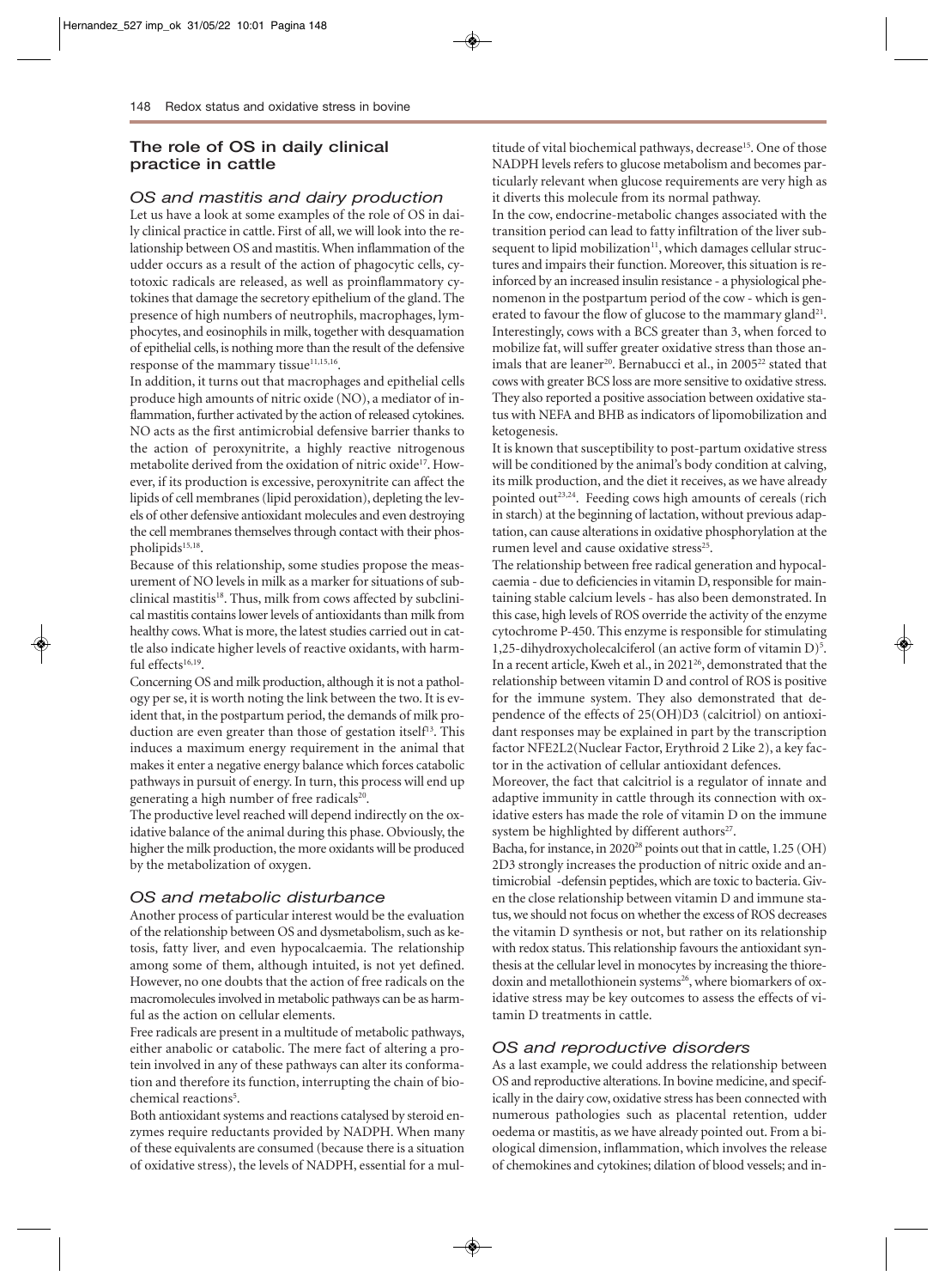## The role of OS in daily clinical practice in cattle

### OS and mastitis and dairy production

Let us have a look at some examples of the role of OS in daily clinical practice in cattle. First of all, we will look into the relationship between OS and mastitis. When inflammation of the udder occurs as a result of the action of phagocytic cells, cytotoxic radicals are released, as well as proinflammatory cytokines that damage the secretory epithelium of the gland. The presence of high numbers of neutrophils, macrophages, lymphocytes, and eosinophils in milk, together with desquamation of epithelial cells, is nothing more than the result of the defensive response of the mammary tissue[11,15,16].

In addition, it turns out that macrophages and epithelial cells produce high amounts of nitric oxide (NO), a mediator of inflammation, further activated by the action of released cytokines. NO acts as the first antimicrobial defensive barrier thanks to the action of peroxynitrite, a highly reactive nitrogenous metabolite derived from the oxidation of nitric oxide[17]. However, if its production is excessive, peroxynitrite can affect the lipids of cell membranes (lipid peroxidation), depleting the levels of other defensive antioxidant molecules and even destroying the cell membranes themselves through contact with their phospholipids[15,18].

Because of this relationship, some studies propose the measurement of NO levels in milk as a marker for situations of subclinical mastitis[18]. Thus, milk from cows affected by subclinical mastitis contains lower levels of antioxidants than milk from healthy cows. What is more, the latest studies carried out in cattle also indicate higher levels of reactive oxidants, with harmful effects[16,19].

Concerning OS and milk production, although it is not a pathology per se, it is worth noting the link between the two. It is evident that, in the postpartum period, the demands of milk production are even greater than those of gestation itself[13]. This induces a maximum energy requirement in the animal that makes it enter a negative energy balance which forces catabolic pathways in pursuit of energy. In turn, this process will end up generating a high number of free radicals[20].

The productive level reached will depend indirectly on the oxidative balance of the animal during this phase. Obviously, the higher the milk production, the more oxidants will be produced by the metabolization of oxygen.

### OS and metabolic disturbance

Another process of particular interest would be the evaluation of the relationship between OS and dysmetabolism, such as ketosis, fatty liver, and even hypocalcaemia. The relationship among some of them, although intuited, is not yet defined. However, no one doubts that the action of free radicals on the macromolecules involved in metabolic pathways can be as harmful as the action on cellular elements.

Free radicals are present in a multitude of metabolic pathways, either anabolic or catabolic. The mere fact of altering a protein involved in any of these pathways can alter its conformation and therefore its function, interrupting the chain of biochemical reactions[5].

Both antioxidant systems and reactions catalysed by steroid enzymes require reductants provided by NADPH. When many of these equivalents are consumed (because there is a situation of oxidative stress), the levels of NADPH, essential for a multitude of vital biochemical pathways, decrease[15]. One of those NADPH levels refers to glucose metabolism and becomes particularly relevant when glucose requirements are very high as it diverts this molecule from its normal pathway.

In the cow, endocrine-metabolic changes associated with the transition period can lead to fatty infiltration of the liver subsequent to lipid mobilization[11], which damages cellular structures and impairs their function. Moreover, this situation is reinforced by an increased insulin resistance - a physiological phenomenon in the postpartum period of the cow - which is generated to favour the flow of glucose to the mammary gland[21].

Interestingly, cows with a BCS greater than 3, when forced to mobilize fat, will suffer greater oxidative stress than those animals that are leaner[20]. Bernabucci et al., in 2005[22] stated that cows with greater BCS loss are more sensitive to oxidative stress. They also reported a positive association between oxidative status with NEFA and BHB as indicators of lipomobilization and ketogenesis.

It is known that susceptibility to post-partum oxidative stress will be conditioned by the animal's body condition at calving, its milk production, and the diet it receives, as we have already pointed out[23,24]. Feeding cows high amounts of cereals (rich in starch) at the beginning of lactation, without previous adaptation, can cause alterations in oxidative phosphorylation at the rumen level and cause oxidative stress[25].

The relationship between free radical generation and hypocalcaemia - due to deficiencies in vitamin D, responsible for maintaining stable calcium levels - has also been demonstrated. In this case, high levels of ROS override the activity of the enzyme cytochrome P-450. This enzyme is responsible for stimulating 1,25-dihydroxycholecalciferol (an active form of vitamin D)[5]. In a recent article, Kweh et al., in 2021[26], demonstrated that the relationship between vitamin D and control of ROS is positive for the immune system. They also demonstrated that dependence of the effects of 25(OH)D3 (calcitriol) on antioxidant responses may be explained in part by the transcription factor NFE2L2(Nuclear Factor, Erythroid 2 Like 2), a key factor in the activation of cellular antioxidant defences.

Moreover, the fact that calcitriol is a regulator of innate and adaptive immunity in cattle through its connection with oxidative esters has made the role of vitamin D on the immune system be highlighted by different authors[27].

Bacha, for instance, in 2020[28] points out that in cattle, 1.25 (OH) 2D3 strongly increases the production of nitric oxide and antimicrobial -defensin peptides, which are toxic to bacteria. Given the close relationship between vitamin D and immune status, we should not focus on whether the excess of ROS decreases the vitamin D synthesis or not, but rather on its relationship with redox status. This relationship favours the antioxidant synthesis at the cellular level in monocytes by increasing the thioredoxin and metallothionein systems[26], where biomarkers of oxidative stress may be key outcomes to assess the effects of vitamin D treatments in cattle.

### OS and reproductive disorders

As a last example, we could address the relationship between OS and reproductive alterations. In bovine medicine, and specifically in the dairy cow, oxidative stress has been connected with numerous pathologies such as placental retention, udder oedema or mastitis, as we have already pointed out. From a biological dimension, inflammation, which involves the release of chemokines and cytokines; dilation of blood vessels; and in-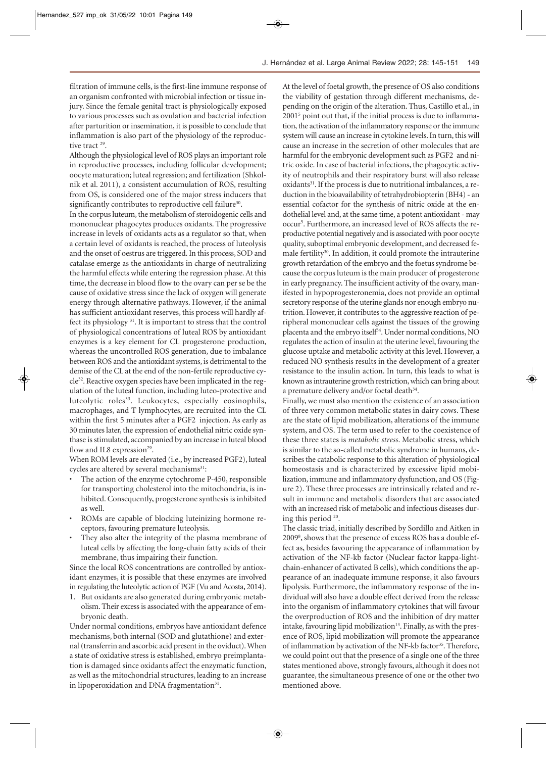filtration of immune cells, is the first-line immune response of an organism confronted with microbial infection or tissue injury. Since the female genital tract is physiologically exposed to various processes such as ovulation and bacterial infection after parturition or insemination, it is possible to conclude that inflammation is also part of the physiology of the reproductive tract [29].

Although the physiological level of ROS plays an important role in reproductive processes, including follicular development; oocyte maturation; luteal regression; and fertilization (Shkolnik et al. 2011), a consistent accumulation of ROS, resulting from OS, is considered one of the major stress inducers that significantly contributes to reproductive cell failure[30].

In the corpus luteum, the metabolism of steroidogenic cells and mononuclear phagocytes produces oxidants. The progressive increase in levels of oxidants acts as a regulator so that, when a certain level of oxidants is reached, the process of luteolysis and the onset of oestrus are triggered. In this process, SOD and catalase emerge as the antioxidants in charge of neutralizing the harmful effects while entering the regression phase. At this time, the decrease in blood flow to the ovary can per se be the cause of oxidative stress since the lack of oxygen will generate energy through alternative pathways. However, if the animal has sufficient antioxidant reserves, this process will hardly affect its physiology [31]. It is important to stress that the control of physiological concentrations of luteal ROS by antioxidant enzymes is a key element for CL progesterone production, whereas the uncontrolled ROS generation, due to imbalance between ROS and the antioxidant systems, is detrimental to the demise of the CL at the end of the non-fertile reproductive cycle[32]. Reactive oxygen species have been implicated in the regulation of the luteal function, including luteo-protective and luteolytic roles[33]. Leukocytes, especially eosinophils, macrophages, and T lymphocytes, are recruited into the CL within the first 5 minutes after a PGF2 injection. As early as 30 minutes later, the expression of endothelial nitric oxide synthase is stimulated, accompanied by an increase in luteal blood flow and IL8 expression[29].

When ROM levels are elevated (i.e., by increased PGF2), luteal cycles are altered by several mechanisms[31]:

- The action of the enzyme cytochrome P-450, responsible for transporting cholesterol into the mitochondria, is inhibited. Consequently, progesterone synthesis is inhibited as well.
- ROMs are capable of blocking luteinizing hormone receptors, favouring premature luteolysis.
- They also alter the integrity of the plasma membrane of luteal cells by affecting the long-chain fatty acids of their membrane, thus impairing their function.

Since the local ROS concentrations are controlled by antioxidant enzymes, it is possible that these enzymes are involved in regulating the luteolytic action of PGF (Vu and Acosta, 2014).

1. But oxidants are also generated during embryonic metabolism. Their excess is associated with the appearance of embryonic death.

Under normal conditions, embryos have antioxidant defence mechanisms, both internal (SOD and glutathione) and external (transferrin and ascorbic acid present in the oviduct). When a state of oxidative stress is established, embryo preimplantation is damaged since oxidants affect the enzymatic function, as well as the mitochondrial structures, leading to an increase in lipoperoxidation and DNA fragmentation[31].

At the level of foetal growth, the presence of OS also conditions the viability of gestation through different mechanisms, depending on the origin of the alteration. Thus, Castillo et al., in 2001[5] point out that, if the initial process is due to inflammation, the activation of the inflammatory response or the immune system will cause an increase in cytokine levels. In turn, this will cause an increase in the secretion of other molecules that are harmful for the embryonic development such as PGF2 and nitric oxide. In case of bacterial infections, the phagocytic activity of neutrophils and their respiratory burst will also release oxidants[31]. If the process is due to nutritional imbalances, a reduction in the bioavailability of tetrahydrobiopterin (BH4) - an essential cofactor for the synthesis of nitric oxide at the endothelial level and, at the same time, a potent antioxidant - may occur[5]. Furthermore, an increased level of ROS affects the reproductive potential negatively and is associated with poor oocyte quality, suboptimal embryonic development, and decreased female fertility[30]. In addition, it could promote the intrauterine growth retardation of the embryo and the foetus syndrome because the corpus luteum is the main producer of progesterone in early pregnancy. The insufficient activity of the ovary, manifested in hypoprogesteronemia, does not provide an optimal secretory response of the uterine glands nor enough embryo nutrition. However, it contributes to the aggressive reaction of peripheral mononuclear cells against the tissues of the growing placenta and the embryo itself[34]. Under normal conditions, NO regulates the action of insulin at the uterine level, favouring the glucose uptake and metabolic activity at this level. However, a reduced NO synthesis results in the development of a greater resistance to the insulin action. In turn, this leads to what is known as intrauterine growth restriction, which can bring about a premature delivery and/or foetal death[34].

Finally, we must also mention the existence of an association of three very common metabolic states in dairy cows. These are the state of lipid mobilization, alterations of the immune system, and OS. The term used to refer to the coexistence of these three states is *metabolic stress*. Metabolic stress, which is similar to the so-called metabolic syndrome in humans, describes the catabolic response to this alteration of physiological homeostasis and is characterized by excessive lipid mobilization, immune and inflammatory dysfunction, and OS (Figure 2). These three processes are intrinsically related and result in immune and metabolic disorders that are associated with an increased risk of metabolic and infectious diseases during this period [20].

The classic triad, initially described by Sordillo and Aitken in 2009[8], shows that the presence of excess ROS has a double effect as, besides favouring the appearance of inflammation by activation of the NF-kb factor (Nuclear factor kappa-light-chain-enhancer of activated B cells), which conditions the appearance of an inadequate immune response, it also favours lipolysis. Furthermore, the inflammatory response of the individual will also have a double effect derived from the release into the organism of inflammatory cytokines that will favour the overproduction of ROS and the inhibition of dry matter intake, favouring lipid mobilization[13]. Finally, as with the presence of ROS, lipid mobilization will promote the appearance of inflammation by activation of the NF-kb factor[35]. Therefore, we could point out that the presence of a single one of the three states mentioned above, strongly favours, although it does not guarantee, the simultaneous presence of one or the other two mentioned above.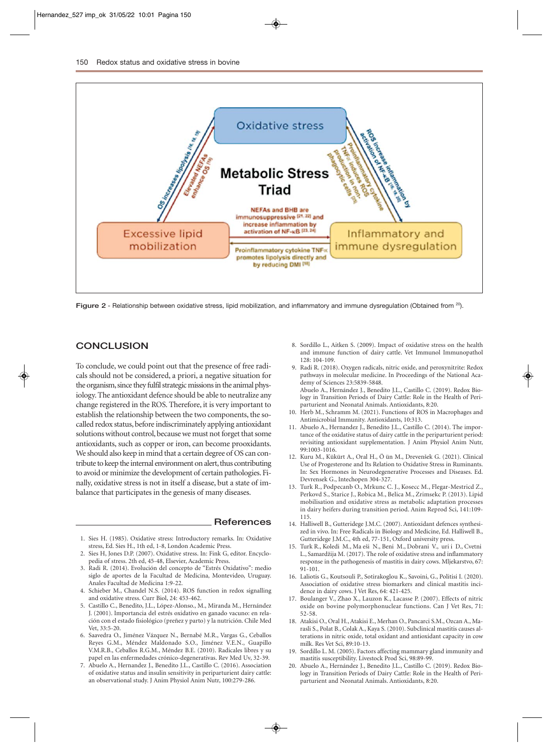Figure 2 - Relationship between oxidative stress, lipid mobilization, and inflammatory and immune dysregulation (Obtained from [20]).

## CONCLUSION

To conclude, we could point out that the presence of free radicals should not be considered, a priori, a negative situation for the organism, since they fulfil strategic missions in the animal physiology. The antioxidant defence should be able to neutralize any change registered in the ROS. Therefore, it is very important to establish the relationship between the two components, the so-called redox status, before indiscriminately applying antioxidant solutions without control, because we must not forget that some antioxidants, such as copper or iron, can become prooxidants. We should also keep in mind that a certain degree of OS can contribute to keep the internal environment on alert, thus contributing to avoid or minimize the development of certain pathologies. Finally, oxidative stress is not in itself a disease, but a state of imbalance that participates in the genesis of many diseases.

## References

1. Sies H. (1985). Oxidative stress: Introductory remarks. In: Oxidative stress, Ed. Sies H., 1th ed, 1-8, London Academic Press.
2. Sies H, Jones D.P. (2007). Oxidative stress. In: Fink G, editor. Encyclopedia of stress. 2th ed, 45-48, Elsevier, Academic Press.
3. Radi R. (2014). Evolución del concepto de "Estrés Oxidativo": medio siglo de aportes de la Facultad de Medicina, Montevideo, Uruguay. Anales Facultad de Medicina 1:9-22.
4. Schieber M., Chandel N.S. (2014). ROS function in redox signalling and oxidative stress. Curr Biol, 24: 453-462.
5. Castillo C., Benedito, J.L., López-Alonso., M., Miranda M., Hernández J. (2001). Importancia del estrés oxidativo en ganado vacuno: en relación con el estado fisiológico (preñez y parto) y la nutrición. Chile Med Vet, 33:5-20.
6. Saavedra O., Jiménez Vázquez N., Bernabé M.R., Vargas G., Ceballos Reyes G.M., Méndez Maldonado S.O., Jiménez V.E.N., Guapillo V.M.R.B., Ceballos R.G.M., Méndez B.E. (2010). Radicales libres y su papel en las enfermedades crónico-degenerativas. Rev Med Uv, 32-39.
7. Abuelo A., Hernandez J., Benedito J.L., Castillo C. (2016). Association of oxidative status and insulin sensitivity in periparturient dairy cattle: an observational study. J Anim Physiol Anim Nutr, 100:279-286.
8. Sordillo L., Aitken S. (2009). Impact of oxidative stress on the health and immune function of dairy cattle. Vet Immunol Immunopathol 128: 104-109.
9. Radi R. (2018). Oxygen radicals, nitric oxide, and peroxynitrite: Redox pathways in molecular medicine. In Proceedings of the National Academy of Sciences 23:5839-5848.
   Abuelo A., Hernández J., Benedito J.L., Castillo C. (2019). Redox Biology in Transition Periods of Dairy Cattle: Role in the Health of Periparturient and Neonatal Animals. Antioxidants, 8:20.
10. Herb M., Schramm M. (2021). Functions of ROS in Macrophages and Antimicrobial Immunity. Antioxidants, 10:313.
11. Abuelo A., Hernandez J., Benedito J.L., Castillo C. (2014). The importance of the oxidative status of dairy cattle in the periparturient period: revisiting antioxidant supplementation. J Anim Physiol Anim Nutr, 99:1003-1016.
12. Kuru M., Kükürt A., Oral H., Ö ün M., Drevenšek G. (2021). Clinical Use of Progesterone and Its Relation to Oxidative Stress in Ruminants. In: Sex Hormones in Neurodegenerative Processes and Diseases. Ed. Devrensek G., Intechopen 304-327.
13. Turk R., Podpecanb O., Mrkunc C. J., Kosecc M., Flegar-Mestricd Z., Perkovd S., Starice J., Robica M., Belica M., Zrimsekc P. (2013). Lipid mobilisation and oxidative stress as metabolic adaptation processes in dairy heifers during transition period. Anim Reprod Sci, 141:109-115.
14. Halliwell B., Gutteridge J.M.C. (2007). Antioxidant defences synthesized in vivo. In: Free Radicals in Biology and Medicine, Ed. Halliwell B., Gutteridge J.M.C., 4th ed, 77-151, Oxford university press.
15. Turk R., Koledi M., Ma eši N., Beni M., Dobrani V., uri i D., Cvetni L., Samardžija M. (2017). The role of oxidative stress and inflammatory response in the pathogenesis of mastitis in dairy cows. Mljekarstvo, 67: 91-101.
16. Laliotis G., Koutsouli P., Sotirakoglou K., Savoini, G., Politisi I. (2020). Association of oxidative stress biomarkers and clinical mastitis incidence in dairy cows. J Vet Res, 64: 421-425.
17. Boulanger V., Zhao X., Lauzon K., Lacasse P. (2007). Effects of nitric oxide on bovine polymorphonuclear functions. Can J Vet Res, 71: 52-58.
18. Atakisi O., Oral H., Atakisi E., Merhan O., Pancarci S.M., Ozcan A., Marasli S., Polat B., Colak A., Kaya S. (2010). Subclinical mastitis causes alterations in nitric oxide, total oxidant and antioxidant capacity in cow milk. Res Vet Sci, 89:10-13.
19. Sordillo L. M. (2005). Factors affecting mammary gland immunity and mastitis susceptibility. Livestock Prod Sci, 98:89-99.
20. Abuelo A., Hernández J., Benedito J.L., Castillo C. (2019). Redox Biology in Transition Periods of Dairy Cattle: Role in the Health of Periparturient and Neonatal Animals. Antioxidants, 8:20.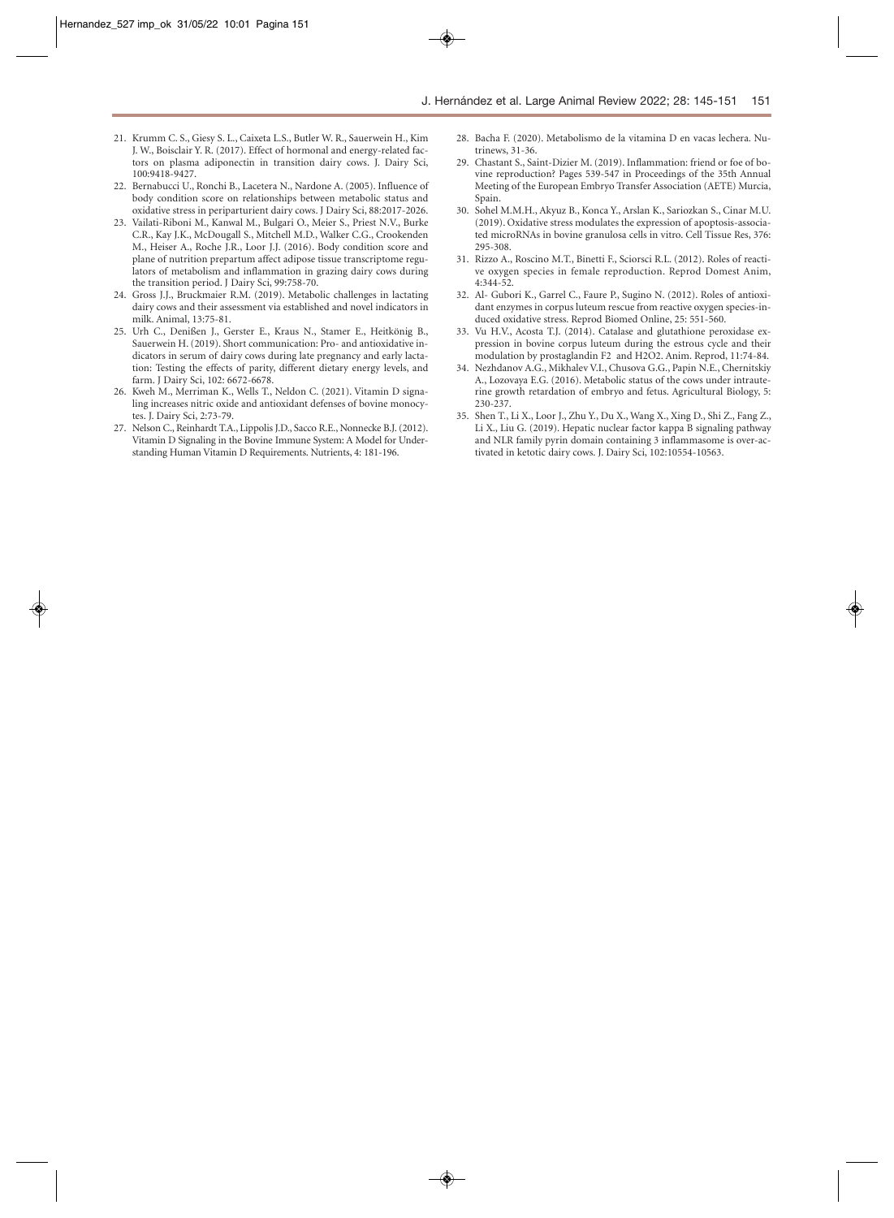21. Krumm C. S., Giesy S. L., Caixeta L.S., Butler W. R., Sauerwein H., Kim J. W., Boisclair Y. R. (2017). Effect of hormonal and energy-related factors on plasma adiponectin in transition dairy cows. J. Dairy Sci, 100:9418-9427.
22. Bernabucci U., Ronchi B., Lacetera N., Nardone A. (2005). Influence of body condition score on relationships between metabolic status and oxidative stress in periparturient dairy cows. J Dairy Sci, 88:2017-2026.
23. Vailati-Riboni M., Kanwal M., Bulgari O., Meier S., Priest N.V., Burke C.R., Kay J.K., McDougall S., Mitchell M.D., Walker C.G., Crookenden M., Heiser A., Roche J.R., Loor J.J. (2016). Body condition score and plane of nutrition prepartum affect adipose tissue transcriptome regulators of metabolism and inflammation in grazing dairy cows during the transition period. J Dairy Sci, 99:758-70.
24. Gross J.J., Bruckmaier R.M. (2019). Metabolic challenges in lactating dairy cows and their assessment via established and novel indicators in milk. Animal, 13:75-81.
25. Urh C., Denißen J., Gerster E., Kraus N., Stamer E., Heitkönig B., Sauerwein H. (2019). Short communication: Pro- and antioxidative indicators in serum of dairy cows during late pregnancy and early lactation: Testing the effects of parity, different dietary energy levels, and farm. J Dairy Sci, 102: 6672-6678.
26. Kweh M., Merriman K., Wells T., Neldon C. (2021). Vitamin D signaling increases nitric oxide and antioxidant defenses of bovine monocytes. J. Dairy Sci, 2:73-79.
27. Nelson C., Reinhardt T.A., Lippolis J.D., Sacco R.E., Nonnecke B.J. (2012). Vitamin D Signaling in the Bovine Immune System: A Model for Understanding Human Vitamin D Requirements. Nutrients, 4: 181-196.
28. Bacha F. (2020). Metabolismo de la vitamina D en vacas lechera. Nutrinews, 31-36.
29. Chastant S., Saint-Dizier M. (2019). Inflammation: friend or foe of bovine reproduction? Pages 539-547 in Proceedings of the 35th Annual Meeting of the European Embryo Transfer Association (AETE) Murcia, Spain.
30. Sohel M.M.H., Akyuz B., Konca Y., Arslan K., Sariozkan S., Cinar M.U. (2019). Oxidative stress modulates the expression of apoptosis-associated microRNAs in bovine granulosa cells in vitro. Cell Tissue Res, 376: 295-308.
31. Rizzo A., Roscino M.T., Binetti F., Sciorsci R.L. (2012). Roles of reactive oxygen species in female reproduction. Reprod Domest Anim, 4:344-52.
32. Al- Gubori K., Garrel C., Faure P., Sugino N. (2012). Roles of antioxidant enzymes in corpus luteum rescue from reactive oxygen species-induced oxidative stress. Reprod Biomed Online, 25: 551-560.
33. Vu H.V., Acosta T.J. (2014). Catalase and glutathione peroxidase expression in bovine corpus luteum during the estrous cycle and their modulation by prostaglandin F2 and H2O2. Anim. Reprod, 11:74-84.
34. Nezhdanov A.G., Mikhalev V.I., Chusova G.G., Papin N.E., Chernitskiy A., Lozovaya E.G. (2016). Metabolic status of the cows under intrauterine growth retardation of embryo and fetus. Agricultural Biology, 5: 230-237.
35. Shen T., Li X., Loor J., Zhu Y., Du X., Wang X., Xing D., Shi Z., Fang Z., Li X., Liu G. (2019). Hepatic nuclear factor kappa B signaling pathway and NLR family pyrin domain containing 3 inflammasome is over-activated in ketotic dairy cows. J. Dairy Sci, 102:10554-10563.